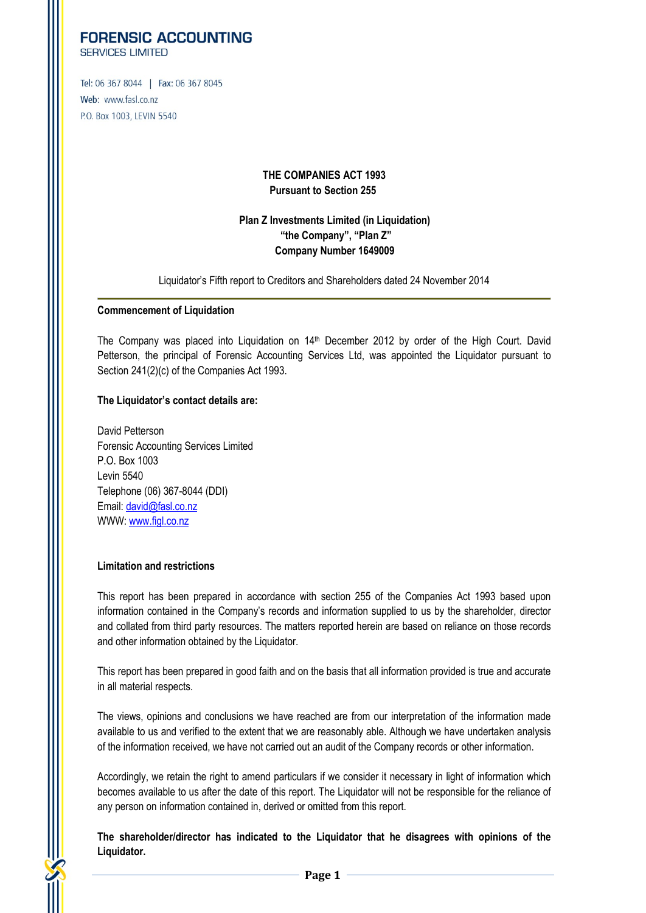**FORENSIC ACCOUNTING**
SERVICES LIMITED

Tel: 06 367 8044 | Fax: 06 367 8045
Web: www.fasl.co.nz
P.O. Box 1003, LEVIN 5540

**THE COMPANIES ACT 1993**
**Pursuant to Section 255**

**Plan Z Investments Limited (in Liquidation)**
**"the Company", "Plan Z"**
**Company Number 1649009**

Liquidator's Fifth report to Creditors and Shareholders dated 24 November 2014

---

**Commencement of Liquidation**

The Company was placed into Liquidation on 14th December 2012 by order of the High Court. David Petterson, the principal of Forensic Accounting Services Ltd, was appointed the Liquidator pursuant to Section 241(2)(c) of the Companies Act 1993.

**The Liquidator's contact details are:**

David Petterson
Forensic Accounting Services Limited
P.O. Box 1003
Levin 5540
Telephone (06) 367-8044 (DDI)
Email: david@fasl.co.nz
WWW: www.figl.co.nz

**Limitation and restrictions**

This report has been prepared in accordance with section 255 of the Companies Act 1993 based upon information contained in the Company's records and information supplied to us by the shareholder, director and collated from third party resources. The matters reported herein are based on reliance on those records and other information obtained by the Liquidator.

This report has been prepared in good faith and on the basis that all information provided is true and accurate in all material respects.

The views, opinions and conclusions we have reached are from our interpretation of the information made available to us and verified to the extent that we are reasonably able. Although we have undertaken analysis of the information received, we have not carried out an audit of the Company records or other information.

Accordingly, we retain the right to amend particulars if we consider it necessary in light of information which becomes available to us after the date of this report. The Liquidator will not be responsible for the reliance of any person on information contained in, derived or omitted from this report.

**The shareholder/director has indicated to the Liquidator that he disagrees with opinions of the Liquidator.**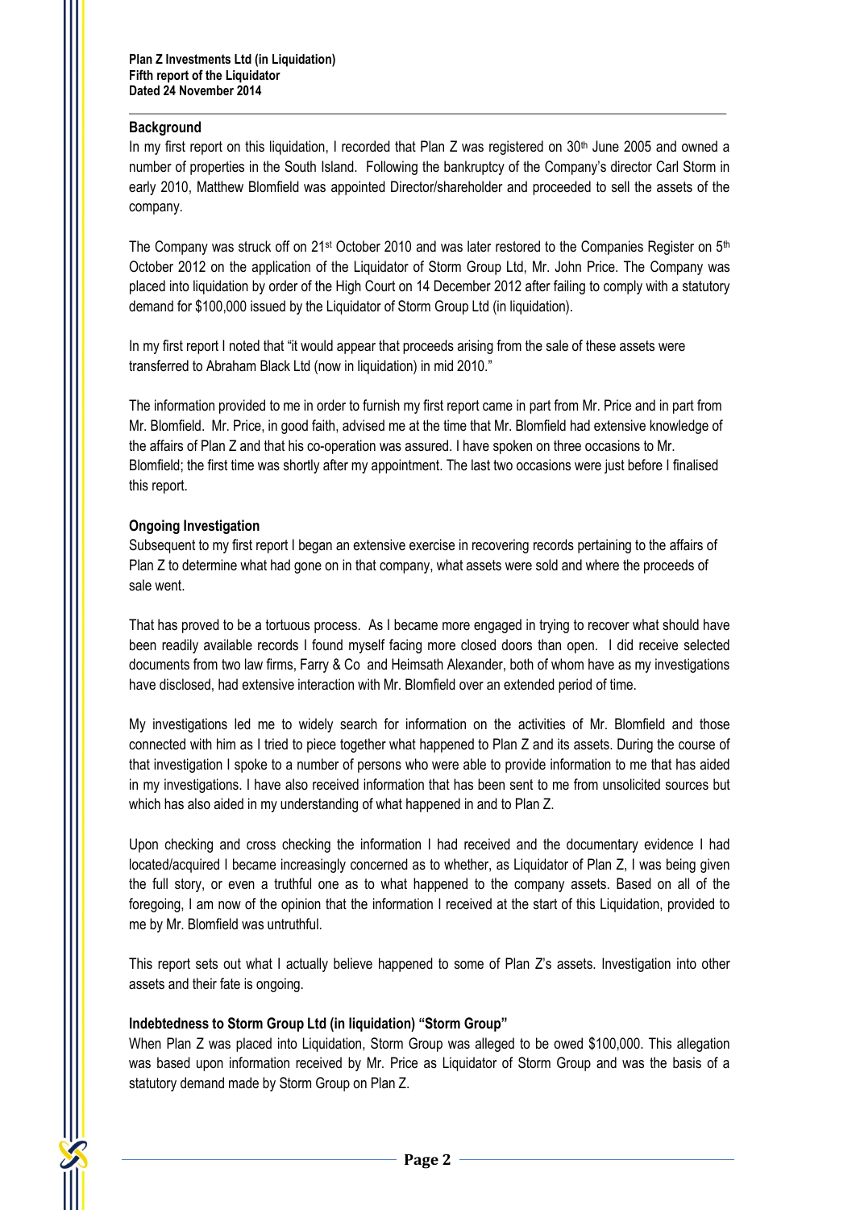**Plan Z Investments Ltd (in Liquidation)**
**Fifth report of the Liquidator**
**Dated 24 November 2014**

## Background

In my first report on this liquidation, I recorded that Plan Z was registered on 30th June 2005 and owned a number of properties in the South Island. Following the bankruptcy of the Company's director Carl Storm in early 2010, Matthew Blomfield was appointed Director/shareholder and proceeded to sell the assets of the company.

The Company was struck off on 21st October 2010 and was later restored to the Companies Register on 5th October 2012 on the application of the Liquidator of Storm Group Ltd, Mr. John Price. The Company was placed into liquidation by order of the High Court on 14 December 2012 after failing to comply with a statutory demand for $100,000 issued by the Liquidator of Storm Group Ltd (in liquidation).

In my first report I noted that "it would appear that proceeds arising from the sale of these assets were transferred to Abraham Black Ltd (now in liquidation) in mid 2010."

The information provided to me in order to furnish my first report came in part from Mr. Price and in part from Mr. Blomfield. Mr. Price, in good faith, advised me at the time that Mr. Blomfield had extensive knowledge of the affairs of Plan Z and that his co-operation was assured. I have spoken on three occasions to Mr. Blomfield; the first time was shortly after my appointment. The last two occasions were just before I finalised this report.

## Ongoing Investigation

Subsequent to my first report I began an extensive exercise in recovering records pertaining to the affairs of Plan Z to determine what had gone on in that company, what assets were sold and where the proceeds of sale went.

That has proved to be a tortuous process. As I became more engaged in trying to recover what should have been readily available records I found myself facing more closed doors than open. I did receive selected documents from two law firms, Farry & Co and Heimsath Alexander, both of whom have as my investigations have disclosed, had extensive interaction with Mr. Blomfield over an extended period of time.

My investigations led me to widely search for information on the activities of Mr. Blomfield and those connected with him as I tried to piece together what happened to Plan Z and its assets. During the course of that investigation I spoke to a number of persons who were able to provide information to me that has aided in my investigations. I have also received information that has been sent to me from unsolicited sources but which has also aided in my understanding of what happened in and to Plan Z.

Upon checking and cross checking the information I had received and the documentary evidence I had located/acquired I became increasingly concerned as to whether, as Liquidator of Plan Z, I was being given the full story, or even a truthful one as to what happened to the company assets. Based on all of the foregoing, I am now of the opinion that the information I received at the start of this Liquidation, provided to me by Mr. Blomfield was untruthful.

This report sets out what I actually believe happened to some of Plan Z's assets. Investigation into other assets and their fate is ongoing.

## Indebtedness to Storm Group Ltd (in liquidation) "Storm Group"

When Plan Z was placed into Liquidation, Storm Group was alleged to be owed $100,000. This allegation was based upon information received by Mr. Price as Liquidator of Storm Group and was the basis of a statutory demand made by Storm Group on Plan Z.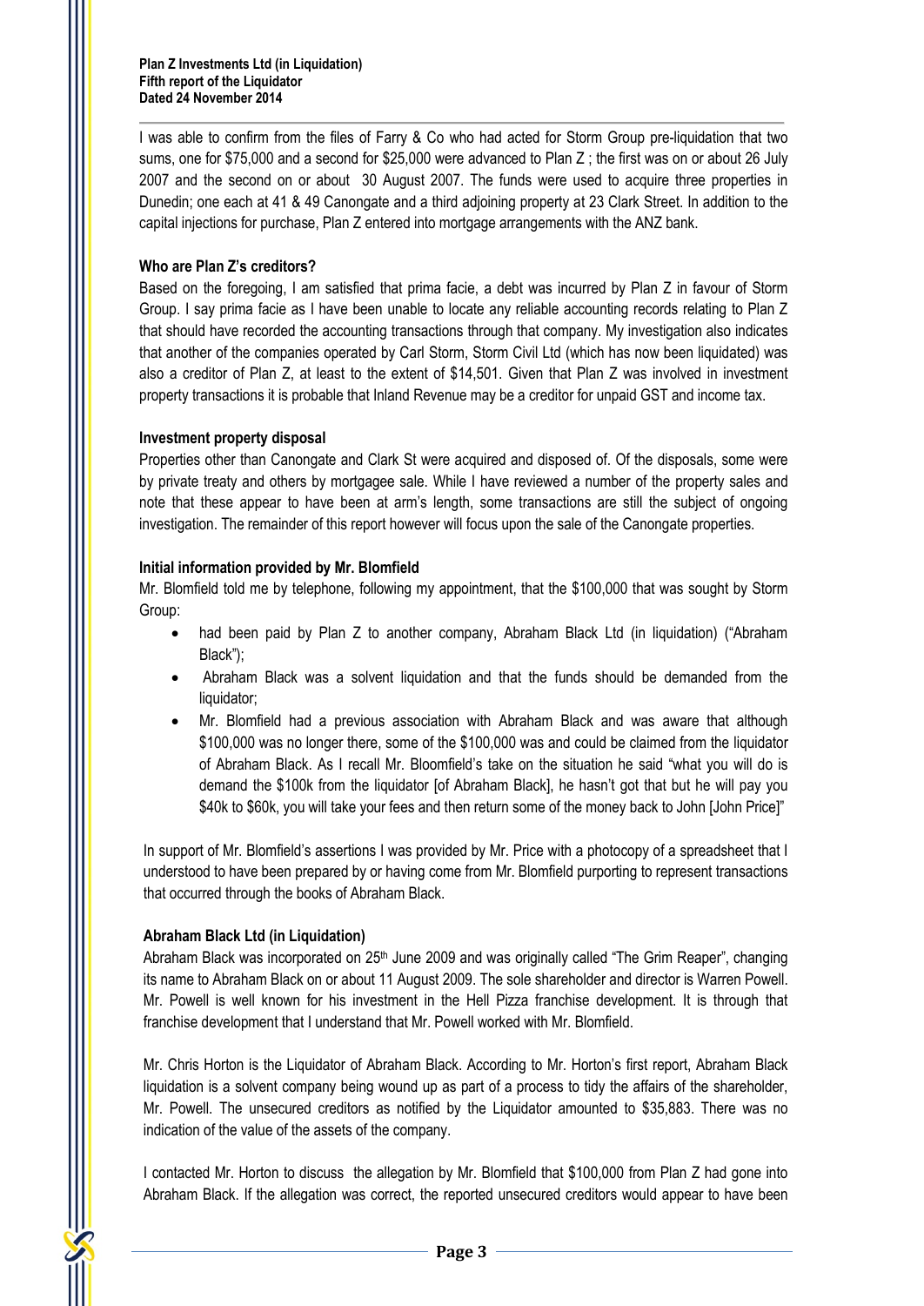I was able to confirm from the files of Farry & Co who had acted for Storm Group pre-liquidation that two sums, one for $75,000 and a second for $25,000 were advanced to Plan Z ; the first was on or about 26 July 2007 and the second on or about 30 August 2007. The funds were used to acquire three properties in Dunedin; one each at 41 & 49 Canongate and a third adjoining property at 23 Clark Street. In addition to the capital injections for purchase, Plan Z entered into mortgage arrangements with the ANZ bank.

**Who are Plan Z's creditors?**

Based on the foregoing, I am satisfied that prima facie, a debt was incurred by Plan Z in favour of Storm Group. I say prima facie as I have been unable to locate any reliable accounting records relating to Plan Z that should have recorded the accounting transactions through that company. My investigation also indicates that another of the companies operated by Carl Storm, Storm Civil Ltd (which has now been liquidated) was also a creditor of Plan Z, at least to the extent of $14,501. Given that Plan Z was involved in investment property transactions it is probable that Inland Revenue may be a creditor for unpaid GST and income tax.

**Investment property disposal**

Properties other than Canongate and Clark St were acquired and disposed of. Of the disposals, some were by private treaty and others by mortgagee sale. While I have reviewed a number of the property sales and note that these appear to have been at arm's length, some transactions are still the subject of ongoing investigation. The remainder of this report however will focus upon the sale of the Canongate properties.

**Initial information provided by Mr. Blomfield**

Mr. Blomfield told me by telephone, following my appointment, that the $100,000 that was sought by Storm Group:

- had been paid by Plan Z to another company, Abraham Black Ltd (in liquidation) ("Abraham Black");
- Abraham Black was a solvent liquidation and that the funds should be demanded from the liquidator;
- Mr. Blomfield had a previous association with Abraham Black and was aware that although $100,000 was no longer there, some of the $100,000 was and could be claimed from the liquidator of Abraham Black. As I recall Mr. Bloomfield's take on the situation he said "what you will do is demand the $100k from the liquidator [of Abraham Black], he hasn't got that but he will pay you $40k to $60k, you will take your fees and then return some of the money back to John [John Price]"

In support of Mr. Blomfield's assertions I was provided by Mr. Price with a photocopy of a spreadsheet that I understood to have been prepared by or having come from Mr. Blomfield purporting to represent transactions that occurred through the books of Abraham Black.

**Abraham Black Ltd (in Liquidation)**

Abraham Black was incorporated on 25th June 2009 and was originally called "The Grim Reaper", changing its name to Abraham Black on or about 11 August 2009. The sole shareholder and director is Warren Powell. Mr. Powell is well known for his investment in the Hell Pizza franchise development. It is through that franchise development that I understand that Mr. Powell worked with Mr. Blomfield.

Mr. Chris Horton is the Liquidator of Abraham Black. According to Mr. Horton's first report, Abraham Black liquidation is a solvent company being wound up as part of a process to tidy the affairs of the shareholder, Mr. Powell. The unsecured creditors as notified by the Liquidator amounted to $35,883. There was no indication of the value of the assets of the company.

I contacted Mr. Horton to discuss the allegation by Mr. Blomfield that $100,000 from Plan Z had gone into Abraham Black. If the allegation was correct, the reported unsecured creditors would appear to have been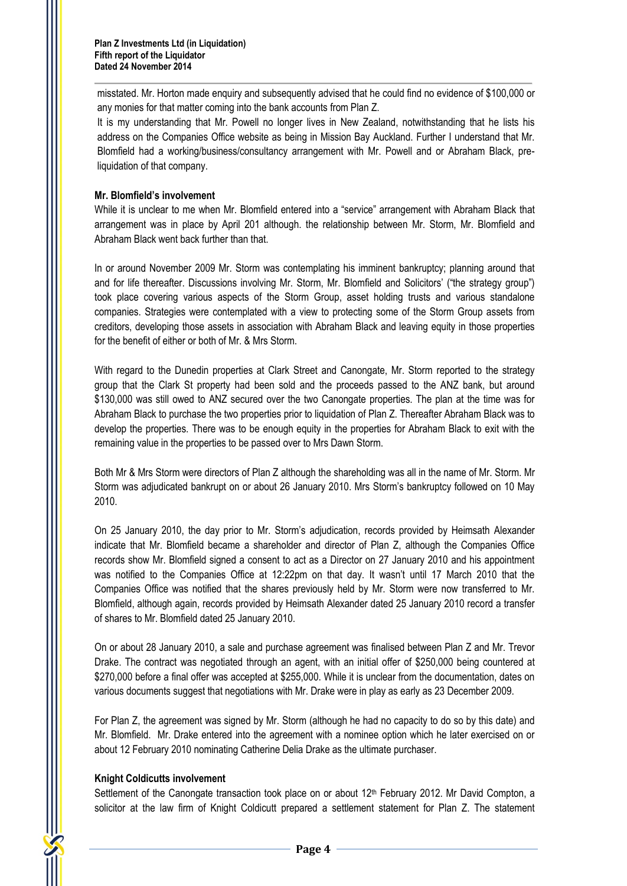misstated. Mr. Horton made enquiry and subsequently advised that he could find no evidence of $100,000 or any monies for that matter coming into the bank accounts from Plan Z.

It is my understanding that Mr. Powell no longer lives in New Zealand, notwithstanding that he lists his address on the Companies Office website as being in Mission Bay Auckland. Further I understand that Mr. Blomfield had a working/business/consultancy arrangement with Mr. Powell and or Abraham Black, pre-liquidation of that company.

**Mr. Blomfield's involvement**

While it is unclear to me when Mr. Blomfield entered into a "service" arrangement with Abraham Black that arrangement was in place by April 201 although. the relationship between Mr. Storm, Mr. Blomfield and Abraham Black went back further than that.

In or around November 2009 Mr. Storm was contemplating his imminent bankruptcy; planning around that and for life thereafter. Discussions involving Mr. Storm, Mr. Blomfield and Solicitors' ("the strategy group") took place covering various aspects of the Storm Group, asset holding trusts and various standalone companies. Strategies were contemplated with a view to protecting some of the Storm Group assets from creditors, developing those assets in association with Abraham Black and leaving equity in those properties for the benefit of either or both of Mr. & Mrs Storm.

With regard to the Dunedin properties at Clark Street and Canongate, Mr. Storm reported to the strategy group that the Clark St property had been sold and the proceeds passed to the ANZ bank, but around $130,000 was still owed to ANZ secured over the two Canongate properties. The plan at the time was for Abraham Black to purchase the two properties prior to liquidation of Plan Z. Thereafter Abraham Black was to develop the properties. There was to be enough equity in the properties for Abraham Black to exit with the remaining value in the properties to be passed over to Mrs Dawn Storm.

Both Mr & Mrs Storm were directors of Plan Z although the shareholding was all in the name of Mr. Storm. Mr Storm was adjudicated bankrupt on or about 26 January 2010. Mrs Storm's bankruptcy followed on 10 May 2010.

On 25 January 2010, the day prior to Mr. Storm's adjudication, records provided by Heimsath Alexander indicate that Mr. Blomfield became a shareholder and director of Plan Z, although the Companies Office records show Mr. Blomfield signed a consent to act as a Director on 27 January 2010 and his appointment was notified to the Companies Office at 12:22pm on that day. It wasn't until 17 March 2010 that the Companies Office was notified that the shares previously held by Mr. Storm were now transferred to Mr. Blomfield, although again, records provided by Heimsath Alexander dated 25 January 2010 record a transfer of shares to Mr. Blomfield dated 25 January 2010.

On or about 28 January 2010, a sale and purchase agreement was finalised between Plan Z and Mr. Trevor Drake. The contract was negotiated through an agent, with an initial offer of $250,000 being countered at $270,000 before a final offer was accepted at $255,000. While it is unclear from the documentation, dates on various documents suggest that negotiations with Mr. Drake were in play as early as 23 December 2009.

For Plan Z, the agreement was signed by Mr. Storm (although he had no capacity to do so by this date) and Mr. Blomfield. Mr. Drake entered into the agreement with a nominee option which he later exercised on or about 12 February 2010 nominating Catherine Delia Drake as the ultimate purchaser.

**Knight Coldicutts involvement**

Settlement of the Canongate transaction took place on or about 12th February 2012. Mr David Compton, a solicitor at the law firm of Knight Coldicutt prepared a settlement statement for Plan Z. The statement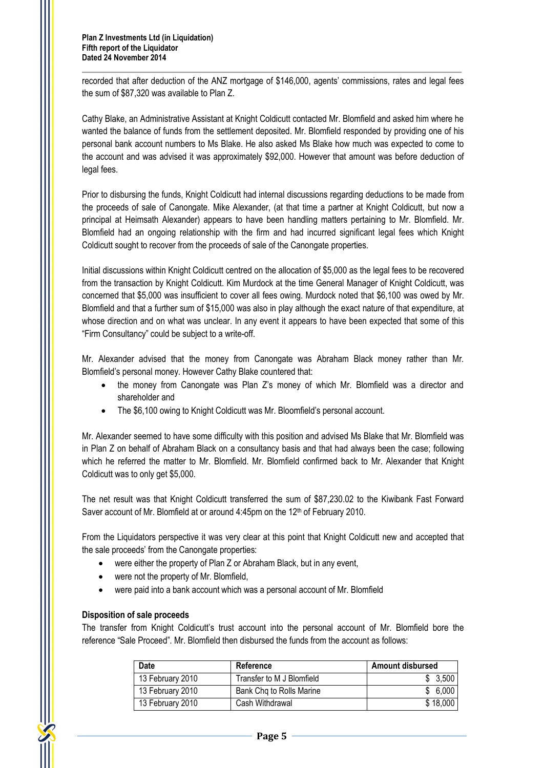recorded that after deduction of the ANZ mortgage of $146,000, agents' commissions, rates and legal fees the sum of $87,320 was available to Plan Z.

Cathy Blake, an Administrative Assistant at Knight Coldicutt contacted Mr. Blomfield and asked him where he wanted the balance of funds from the settlement deposited. Mr. Blomfield responded by providing one of his personal bank account numbers to Ms Blake. He also asked Ms Blake how much was expected to come to the account and was advised it was approximately $92,000. However that amount was before deduction of legal fees.

Prior to disbursing the funds, Knight Coldicutt had internal discussions regarding deductions to be made from the proceeds of sale of Canongate. Mike Alexander, (at that time a partner at Knight Coldicutt, but now a principal at Heimsath Alexander) appears to have been handling matters pertaining to Mr. Blomfield. Mr. Blomfield had an ongoing relationship with the firm and had incurred significant legal fees which Knight Coldicutt sought to recover from the proceeds of sale of the Canongate properties.

Initial discussions within Knight Coldicutt centred on the allocation of $5,000 as the legal fees to be recovered from the transaction by Knight Coldicutt. Kim Murdock at the time General Manager of Knight Coldicutt, was concerned that $5,000 was insufficient to cover all fees owing. Murdock noted that $6,100 was owed by Mr. Blomfield and that a further sum of $15,000 was also in play although the exact nature of that expenditure, at whose direction and on what was unclear. In any event it appears to have been expected that some of this "Firm Consultancy" could be subject to a write-off.

Mr. Alexander advised that the money from Canongate was Abraham Black money rather than Mr. Blomfield's personal money. However Cathy Blake countered that:

- the money from Canongate was Plan Z's money of which Mr. Blomfield was a director and shareholder and
- The $6,100 owing to Knight Coldicutt was Mr. Bloomfield's personal account.

Mr. Alexander seemed to have some difficulty with this position and advised Ms Blake that Mr. Blomfield was in Plan Z on behalf of Abraham Black on a consultancy basis and that had always been the case; following which he referred the matter to Mr. Blomfield. Mr. Blomfield confirmed back to Mr. Alexander that Knight Coldicutt was to only get $5,000.

The net result was that Knight Coldicutt transferred the sum of $87,230.02 to the Kiwibank Fast Forward Saver account of Mr. Blomfield at or around 4:45pm on the 12th of February 2010.

From the Liquidators perspective it was very clear at this point that Knight Coldicutt new and accepted that the sale proceeds' from the Canongate properties:

- were either the property of Plan Z or Abraham Black, but in any event,
- were not the property of Mr. Blomfield,
- were paid into a bank account which was a personal account of Mr. Blomfield

**Disposition of sale proceeds**

The transfer from Knight Coldicutt's trust account into the personal account of Mr. Blomfield bore the reference "Sale Proceed". Mr. Blomfield then disbursed the funds from the account as follows:

| Date | Reference | Amount disbursed |
|---|---|---|
| 13 February 2010 | Transfer to M J Blomfield | $ 3,500 |
| 13 February 2010 | Bank Chq to Rolls Marine | $ 6,000 |
| 13 February 2010 | Cash Withdrawal | $ 18,000 |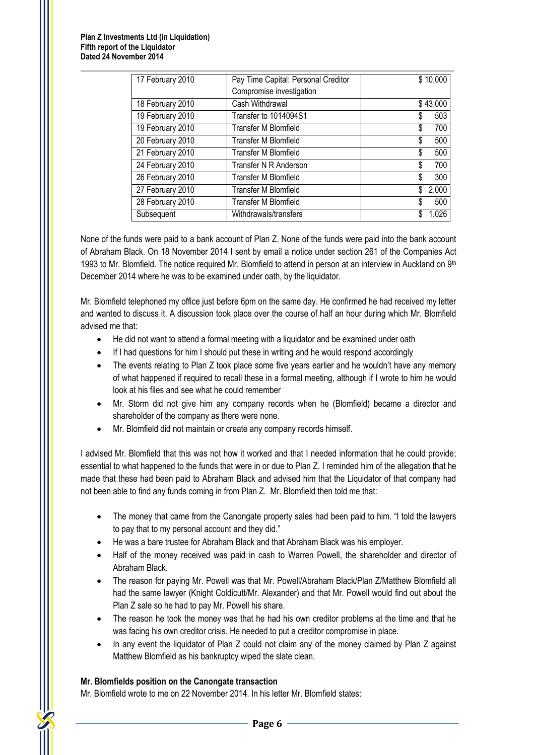| 17 February 2010 | Pay Time Capital: Personal Creditor Compromise investigation | $ 10,000 |
|---|---|---|
| 18 February 2010 | Cash Withdrawal | $ 43,000 |
| 19 February 2010 | Transfer to 1014094S1 | $ 503 |
| 19 February 2010 | Transfer M Blomfield | $ 700 |
| 20 February 2010 | Transfer M Blomfield | $ 500 |
| 21 February 2010 | Transfer M Blomfield | $ 500 |
| 24 February 2010 | Transfer N R Anderson | $ 700 |
| 26 February 2010 | Transfer M Blomfield | $ 300 |
| 27 February 2010 | Transfer M Blomfield | $ 2,000 |
| 28 February 2010 | Transfer M Blomfield | $ 500 |
| Subsequent | Withdrawals/transfers | $ 1,026 |

None of the funds were paid to a bank account of Plan Z. None of the funds were paid into the bank account of Abraham Black. On 18 November 2014 I sent by email a notice under section 261 of the Companies Act 1993 to Mr. Blomfield. The notice required Mr. Blomfield to attend in person at an interview in Auckland on 9th December 2014 where he was to be examined under oath, by the liquidator.

Mr. Blomfield telephoned my office just before 6pm on the same day. He confirmed he had received my letter and wanted to discuss it. A discussion took place over the course of half an hour during which Mr. Blomfield advised me that:

- He did not want to attend a formal meeting with a liquidator and be examined under oath
- If I had questions for him I should put these in writing and he would respond accordingly
- The events relating to Plan Z took place some five years earlier and he wouldn't have any memory of what happened if required to recall these in a formal meeting, although if I wrote to him he would look at his files and see what he could remember
- Mr. Storm did not give him any company records when he (Blomfield) became a director and shareholder of the company as there were none.
- Mr. Blomfield did not maintain or create any company records himself.

I advised Mr. Blomfield that this was not how it worked and that I needed information that he could provide; essential to what happened to the funds that were in or due to Plan Z. I reminded him of the allegation that he made that these had been paid to Abraham Black and advised him that the Liquidator of that company had not been able to find any funds coming in from Plan Z. Mr. Blomfield then told me that:

- The money that came from the Canongate property sales had been paid to him. "I told the lawyers to pay that to my personal account and they did."
- He was a bare trustee for Abraham Black and that Abraham Black was his employer.
- Half of the money received was paid in cash to Warren Powell, the shareholder and director of Abraham Black.
- The reason for paying Mr. Powell was that Mr. Powell/Abraham Black/Plan Z/Matthew Blomfield all had the same lawyer (Knight Coldicutt/Mr. Alexander) and that Mr. Powell would find out about the Plan Z sale so he had to pay Mr. Powell his share.
- The reason he took the money was that he had his own creditor problems at the time and that he was facing his own creditor crisis. He needed to put a creditor compromise in place.
- In any event the liquidator of Plan Z could not claim any of the money claimed by Plan Z against Matthew Blomfield as his bankruptcy wiped the slate clean.

**Mr. Blomfields position on the Canongate transaction**

Mr. Blomfield wrote to me on 22 November 2014. In his letter Mr. Blomfield states: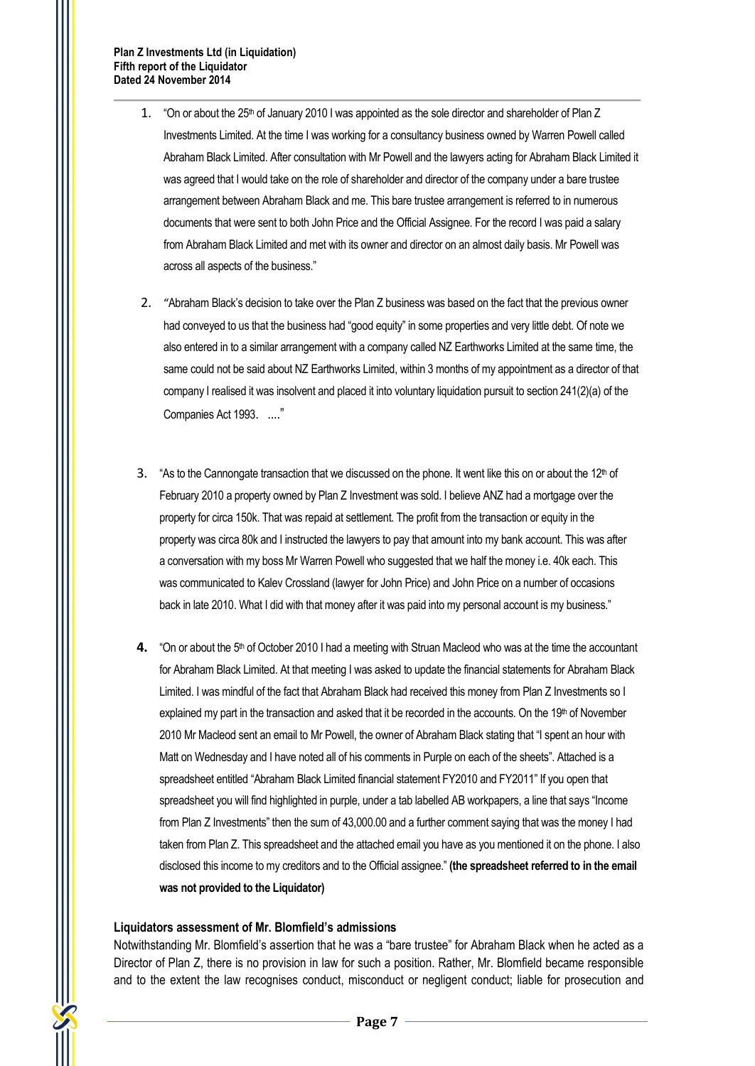1. "On or about the 25th of January 2010 I was appointed as the sole director and shareholder of Plan Z Investments Limited. At the time I was working for a consultancy business owned by Warren Powell called Abraham Black Limited. After consultation with Mr Powell and the lawyers acting for Abraham Black Limited it was agreed that I would take on the role of shareholder and director of the company under a bare trustee arrangement between Abraham Black and me. This bare trustee arrangement is referred to in numerous documents that were sent to both John Price and the Official Assignee. For the record I was paid a salary from Abraham Black Limited and met with its owner and director on an almost daily basis. Mr Powell was across all aspects of the business."

2. "Abraham Black's decision to take over the Plan Z business was based on the fact that the previous owner had conveyed to us that the business had "good equity" in some properties and very little debt. Of note we also entered in to a similar arrangement with a company called NZ Earthworks Limited at the same time, the same could not be said about NZ Earthworks Limited, within 3 months of my appointment as a director of that company I realised it was insolvent and placed it into voluntary liquidation pursuit to section 241(2)(a) of the Companies Act 1993. ...."

3. "As to the Cannongate transaction that we discussed on the phone. It went like this on or about the 12th of February 2010 a property owned by Plan Z Investment was sold. I believe ANZ had a mortgage over the property for circa 150k. That was repaid at settlement. The profit from the transaction or equity in the property was circa 80k and I instructed the lawyers to pay that amount into my bank account. This was after a conversation with my boss Mr Warren Powell who suggested that we half the money i.e. 40k each. This was communicated to Kalev Crossland (lawyer for John Price) and John Price on a number of occasions back in late 2010. What I did with that money after it was paid into my personal account is my business."

4. "On or about the 5th of October 2010 I had a meeting with Struan Macleod who was at the time the accountant for Abraham Black Limited. At that meeting I was asked to update the financial statements for Abraham Black Limited. I was mindful of the fact that Abraham Black had received this money from Plan Z Investments so I explained my part in the transaction and asked that it be recorded in the accounts. On the 19th of November 2010 Mr Macleod sent an email to Mr Powell, the owner of Abraham Black stating that "I spent an hour with Matt on Wednesday and I have noted all of his comments in Purple on each of the sheets". Attached is a spreadsheet entitled "Abraham Black Limited financial statement FY2010 and FY2011" If you open that spreadsheet you will find highlighted in purple, under a tab labelled AB workpapers, a line that says "Income from Plan Z Investments" then the sum of 43,000.00 and a further comment saying that was the money I had taken from Plan Z. This spreadsheet and the attached email you have as you mentioned it on the phone. I also disclosed this income to my creditors and to the Official assignee." **(the spreadsheet referred to in the email was not provided to the Liquidator)**

**Liquidators assessment of Mr. Blomfield's admissions**

Notwithstanding Mr. Blomfield's assertion that he was a "bare trustee" for Abraham Black when he acted as a Director of Plan Z, there is no provision in law for such a position. Rather, Mr. Blomfield became responsible and to the extent the law recognises conduct, misconduct or negligent conduct; liable for prosecution and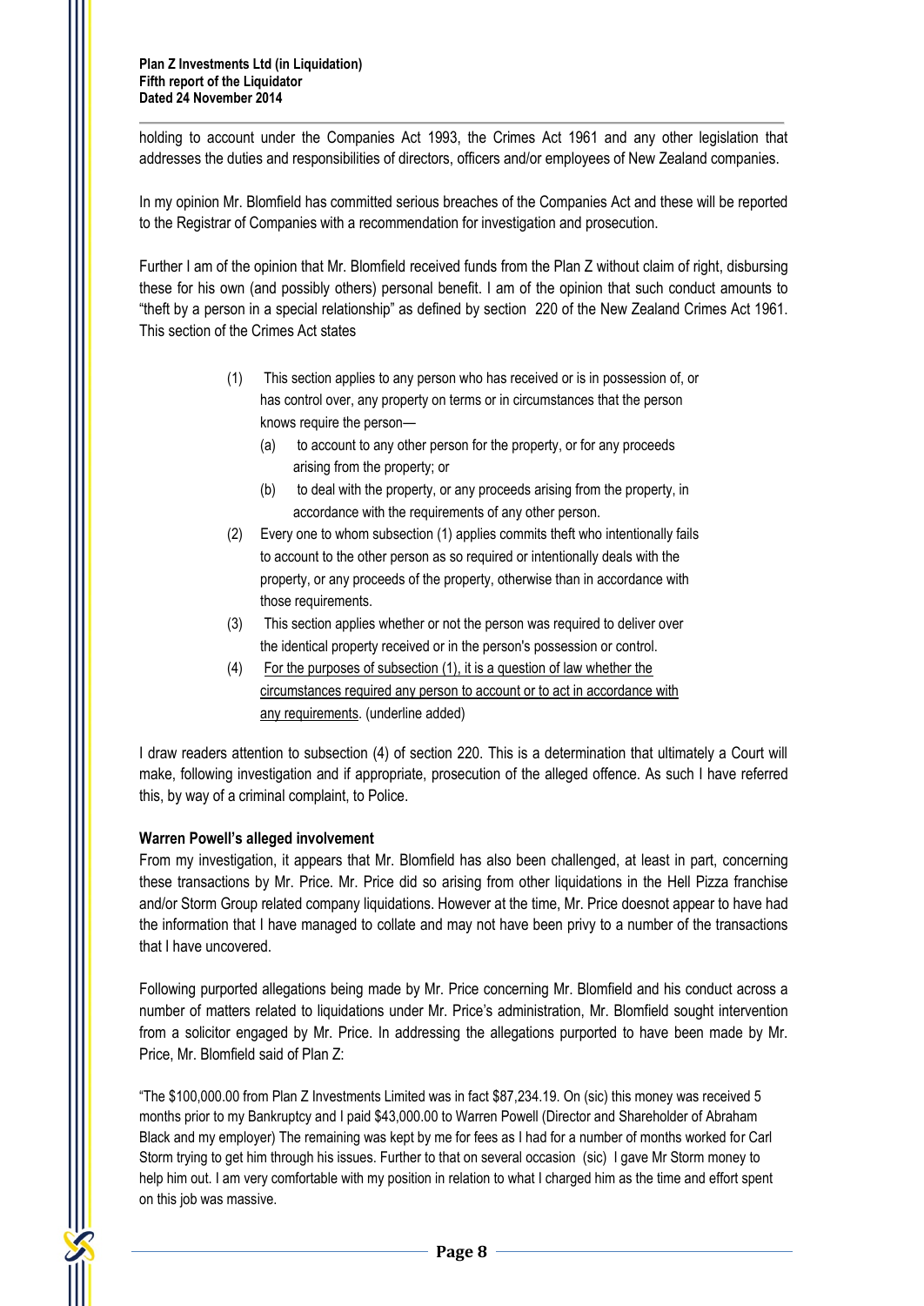holding to account under the Companies Act 1993, the Crimes Act 1961 and any other legislation that addresses the duties and responsibilities of directors, officers and/or employees of New Zealand companies.

In my opinion Mr. Blomfield has committed serious breaches of the Companies Act and these will be reported to the Registrar of Companies with a recommendation for investigation and prosecution.

Further I am of the opinion that Mr. Blomfield received funds from the Plan Z without claim of right, disbursing these for his own (and possibly others) personal benefit. I am of the opinion that such conduct amounts to "theft by a person in a special relationship" as defined by section 220 of the New Zealand Crimes Act 1961. This section of the Crimes Act states

> (1) This section applies to any person who has received or is in possession of, or has control over, any property on terms or in circumstances that the person knows require the person—
>
> (a) to account to any other person for the property, or for any proceeds arising from the property; or
>
> (b) to deal with the property, or any proceeds arising from the property, in accordance with the requirements of any other person.
>
> (2) Every one to whom subsection (1) applies commits theft who intentionally fails to account to the other person as so required or intentionally deals with the property, or any proceeds of the property, otherwise than in accordance with those requirements.
>
> (3) This section applies whether or not the person was required to deliver over the identical property received or in the person's possession or control.
>
> (4) <u>For the purposes of subsection (1), it is a question of law whether the circumstances required any person to account or to act in accordance with any requirements</u>. (underline added)

I draw readers attention to subsection (4) of section 220. This is a determination that ultimately a Court will make, following investigation and if appropriate, prosecution of the alleged offence. As such I have referred this, by way of a criminal complaint, to Police.

**Warren Powell's alleged involvement**

From my investigation, it appears that Mr. Blomfield has also been challenged, at least in part, concerning these transactions by Mr. Price. Mr. Price did so arising from other liquidations in the Hell Pizza franchise and/or Storm Group related company liquidations. However at the time, Mr. Price doesnot appear to have had the information that I have managed to collate and may not have been privy to a number of the transactions that I have uncovered.

Following purported allegations being made by Mr. Price concerning Mr. Blomfield and his conduct across a number of matters related to liquidations under Mr. Price's administration, Mr. Blomfield sought intervention from a solicitor engaged by Mr. Price. In addressing the allegations purported to have been made by Mr. Price, Mr. Blomfield said of Plan Z:

"The $100,000.00 from Plan Z Investments Limited was in fact $87,234.19. On (sic) this money was received 5 months prior to my Bankruptcy and I paid $43,000.00 to Warren Powell (Director and Shareholder of Abraham Black and my employer) The remaining was kept by me for fees as I had for a number of months worked for Carl Storm trying to get him through his issues. Further to that on several occasion (sic) I gave Mr Storm money to help him out. I am very comfortable with my position in relation to what I charged him as the time and effort spent on this job was massive.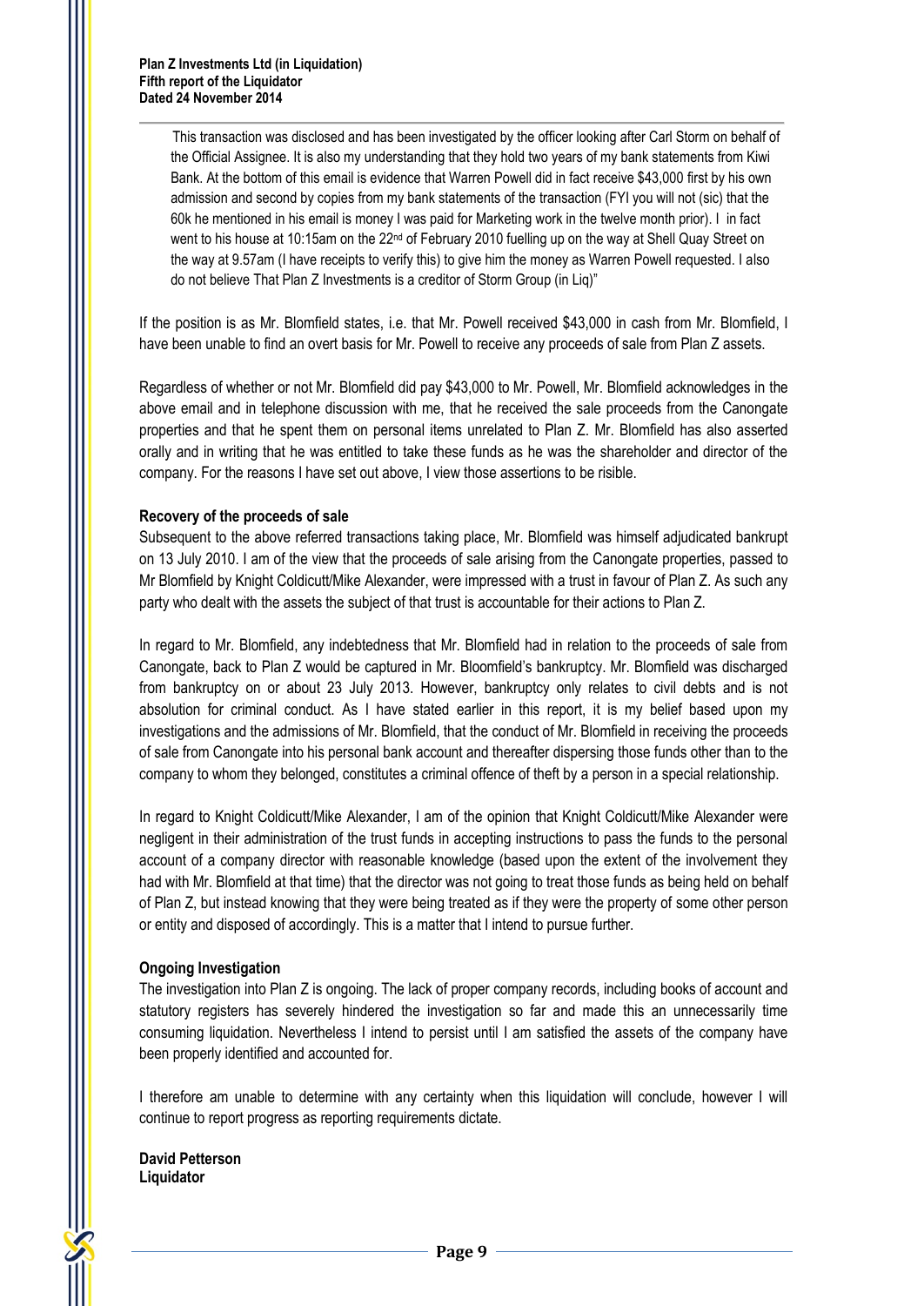This transaction was disclosed and has been investigated by the officer looking after Carl Storm on behalf of the Official Assignee. It is also my understanding that they hold two years of my bank statements from Kiwi Bank. At the bottom of this email is evidence that Warren Powell did in fact receive $43,000 first by his own admission and second by copies from my bank statements of the transaction (FYI you will not (sic) that the 60k he mentioned in his email is money I was paid for Marketing work in the twelve month prior). I in fact went to his house at 10:15am on the 22nd of February 2010 fuelling up on the way at Shell Quay Street on the way at 9.57am (I have receipts to verify this) to give him the money as Warren Powell requested. I also do not believe That Plan Z Investments is a creditor of Storm Group (in Liq)"

If the position is as Mr. Blomfield states, i.e. that Mr. Powell received $43,000 in cash from Mr. Blomfield, I have been unable to find an overt basis for Mr. Powell to receive any proceeds of sale from Plan Z assets.

Regardless of whether or not Mr. Blomfield did pay $43,000 to Mr. Powell, Mr. Blomfield acknowledges in the above email and in telephone discussion with me, that he received the sale proceeds from the Canongate properties and that he spent them on personal items unrelated to Plan Z. Mr. Blomfield has also asserted orally and in writing that he was entitled to take these funds as he was the shareholder and director of the company. For the reasons I have set out above, I view those assertions to be risible.

**Recovery of the proceeds of sale**

Subsequent to the above referred transactions taking place, Mr. Blomfield was himself adjudicated bankrupt on 13 July 2010. I am of the view that the proceeds of sale arising from the Canongate properties, passed to Mr Blomfield by Knight Coldicutt/Mike Alexander, were impressed with a trust in favour of Plan Z. As such any party who dealt with the assets the subject of that trust is accountable for their actions to Plan Z.

In regard to Mr. Blomfield, any indebtedness that Mr. Blomfield had in relation to the proceeds of sale from Canongate, back to Plan Z would be captured in Mr. Bloomfield's bankruptcy. Mr. Blomfield was discharged from bankruptcy on or about 23 July 2013. However, bankruptcy only relates to civil debts and is not absolution for criminal conduct. As I have stated earlier in this report, it is my belief based upon my investigations and the admissions of Mr. Blomfield, that the conduct of Mr. Blomfield in receiving the proceeds of sale from Canongate into his personal bank account and thereafter dispersing those funds other than to the company to whom they belonged, constitutes a criminal offence of theft by a person in a special relationship.

In regard to Knight Coldicutt/Mike Alexander, I am of the opinion that Knight Coldicutt/Mike Alexander were negligent in their administration of the trust funds in accepting instructions to pass the funds to the personal account of a company director with reasonable knowledge (based upon the extent of the involvement they had with Mr. Blomfield at that time) that the director was not going to treat those funds as being held on behalf of Plan Z, but instead knowing that they were being treated as if they were the property of some other person or entity and disposed of accordingly. This is a matter that I intend to pursue further.

**Ongoing Investigation**

The investigation into Plan Z is ongoing. The lack of proper company records, including books of account and statutory registers has severely hindered the investigation so far and made this an unnecessarily time consuming liquidation. Nevertheless I intend to persist until I am satisfied the assets of the company have been properly identified and accounted for.

I therefore am unable to determine with any certainty when this liquidation will conclude, however I will continue to report progress as reporting requirements dictate.

**David Petterson**
**Liquidator**